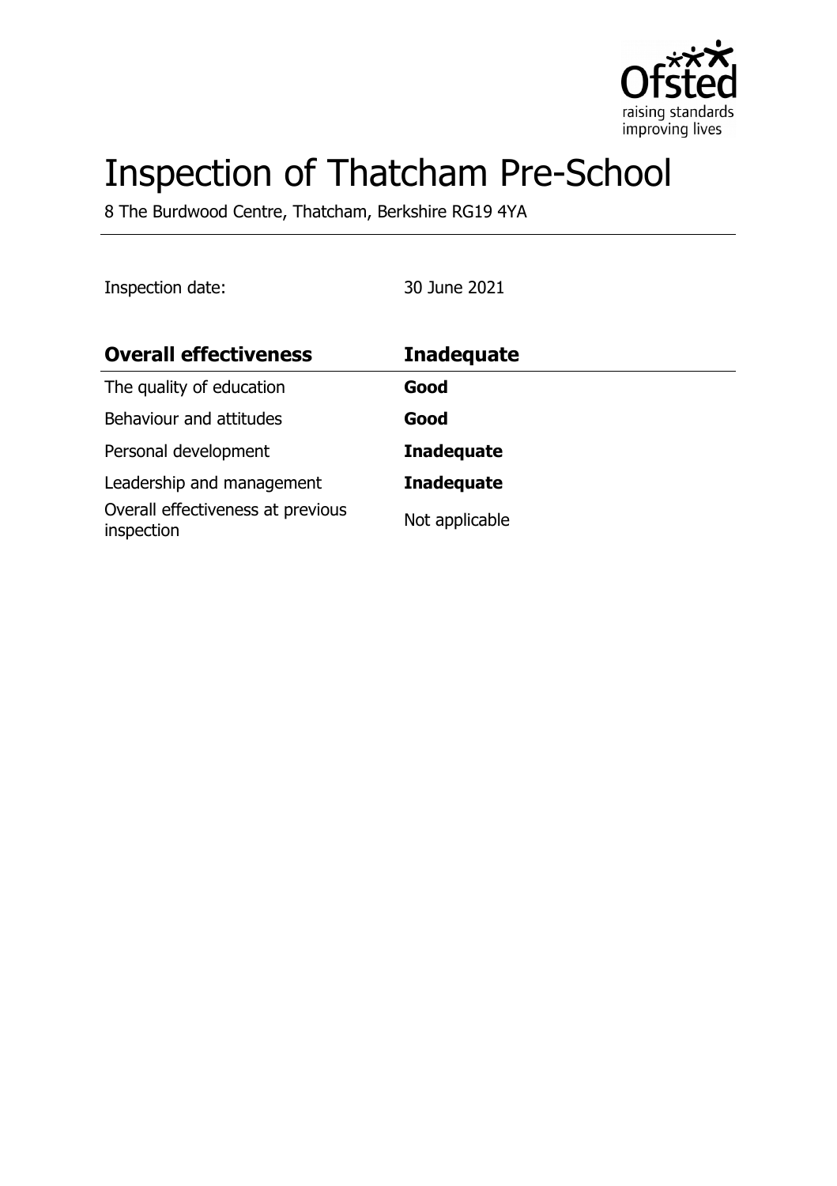# Inspection of Thatcham Pre-School

8 The Burdwood Centre, Thatcham, Berkshire RG19 4YA

Inspection date: 30 June 2021

| **Overall effectiveness** | **Inadequate** |
| --- | --- |
| The quality of education | **Good** |
| Behaviour and attitudes | **Good** |
| Personal development | **Inadequate** |
| Leadership and management | **Inadequate** |
| Overall effectiveness at previous inspection | Not applicable |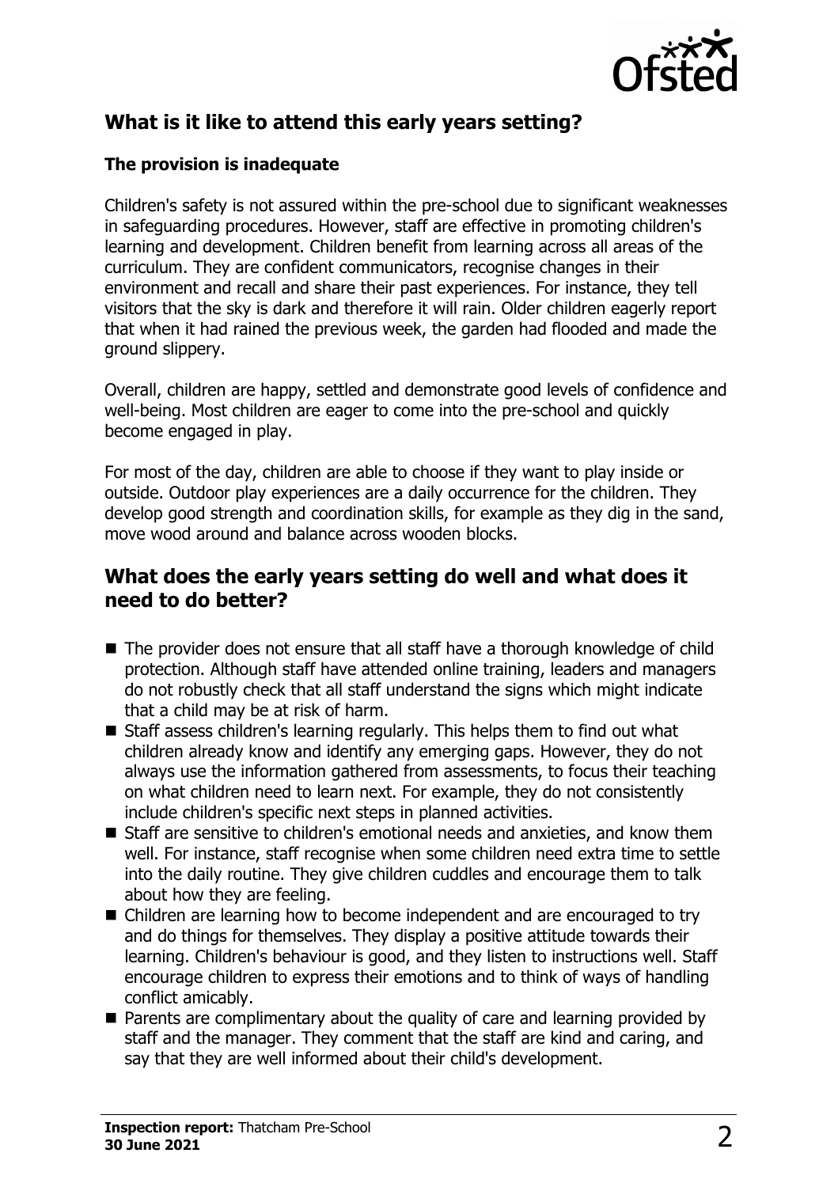## What is it like to attend this early years setting?

### The provision is inadequate

Children's safety is not assured within the pre-school due to significant weaknesses in safeguarding procedures. However, staff are effective in promoting children's learning and development. Children benefit from learning across all areas of the curriculum. They are confident communicators, recognise changes in their environment and recall and share their past experiences. For instance, they tell visitors that the sky is dark and therefore it will rain. Older children eagerly report that when it had rained the previous week, the garden had flooded and made the ground slippery.

Overall, children are happy, settled and demonstrate good levels of confidence and well-being. Most children are eager to come into the pre-school and quickly become engaged in play.

For most of the day, children are able to choose if they want to play inside or outside. Outdoor play experiences are a daily occurrence for the children. They develop good strength and coordination skills, for example as they dig in the sand, move wood around and balance across wooden blocks.

## What does the early years setting do well and what does it need to do better?

- The provider does not ensure that all staff have a thorough knowledge of child protection. Although staff have attended online training, leaders and managers do not robustly check that all staff understand the signs which might indicate that a child may be at risk of harm.
- Staff assess children's learning regularly. This helps them to find out what children already know and identify any emerging gaps. However, they do not always use the information gathered from assessments, to focus their teaching on what children need to learn next. For example, they do not consistently include children's specific next steps in planned activities.
- Staff are sensitive to children's emotional needs and anxieties, and know them well. For instance, staff recognise when some children need extra time to settle into the daily routine. They give children cuddles and encourage them to talk about how they are feeling.
- Children are learning how to become independent and are encouraged to try and do things for themselves. They display a positive attitude towards their learning. Children's behaviour is good, and they listen to instructions well. Staff encourage children to express their emotions and to think of ways of handling conflict amicably.
- Parents are complimentary about the quality of care and learning provided by staff and the manager. They comment that the staff are kind and caring, and say that they are well informed about their child's development.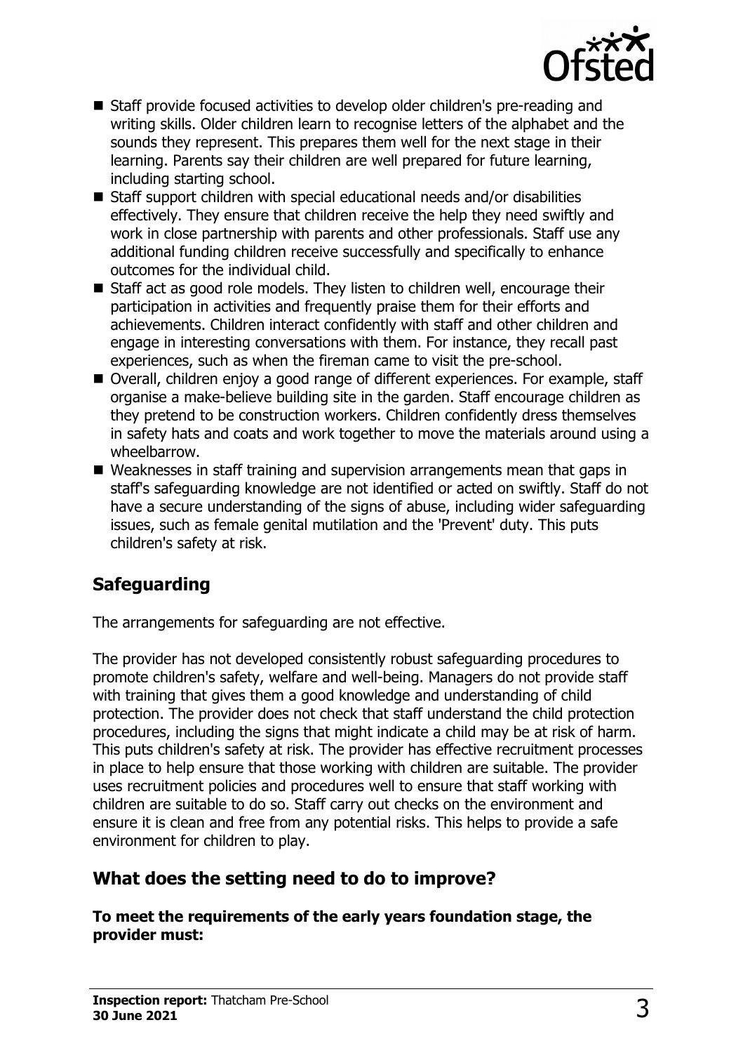- Staff provide focused activities to develop older children's pre-reading and writing skills. Older children learn to recognise letters of the alphabet and the sounds they represent. This prepares them well for the next stage in their learning. Parents say their children are well prepared for future learning, including starting school.
- Staff support children with special educational needs and/or disabilities effectively. They ensure that children receive the help they need swiftly and work in close partnership with parents and other professionals. Staff use any additional funding children receive successfully and specifically to enhance outcomes for the individual child.
- Staff act as good role models. They listen to children well, encourage their participation in activities and frequently praise them for their efforts and achievements. Children interact confidently with staff and other children and engage in interesting conversations with them. For instance, they recall past experiences, such as when the fireman came to visit the pre-school.
- Overall, children enjoy a good range of different experiences. For example, staff organise a make-believe building site in the garden. Staff encourage children as they pretend to be construction workers. Children confidently dress themselves in safety hats and coats and work together to move the materials around using a wheelbarrow.
- Weaknesses in staff training and supervision arrangements mean that gaps in staff's safeguarding knowledge are not identified or acted on swiftly. Staff do not have a secure understanding of the signs of abuse, including wider safeguarding issues, such as female genital mutilation and the 'Prevent' duty. This puts children's safety at risk.

## Safeguarding

The arrangements for safeguarding are not effective.

The provider has not developed consistently robust safeguarding procedures to promote children's safety, welfare and well-being. Managers do not provide staff with training that gives them a good knowledge and understanding of child protection. The provider does not check that staff understand the child protection procedures, including the signs that might indicate a child may be at risk of harm. This puts children's safety at risk. The provider has effective recruitment processes in place to help ensure that those working with children are suitable. The provider uses recruitment policies and procedures well to ensure that staff working with children are suitable to do so. Staff carry out checks on the environment and ensure it is clean and free from any potential risks. This helps to provide a safe environment for children to play.

## What does the setting need to do to improve?

**To meet the requirements of the early years foundation stage, the provider must:**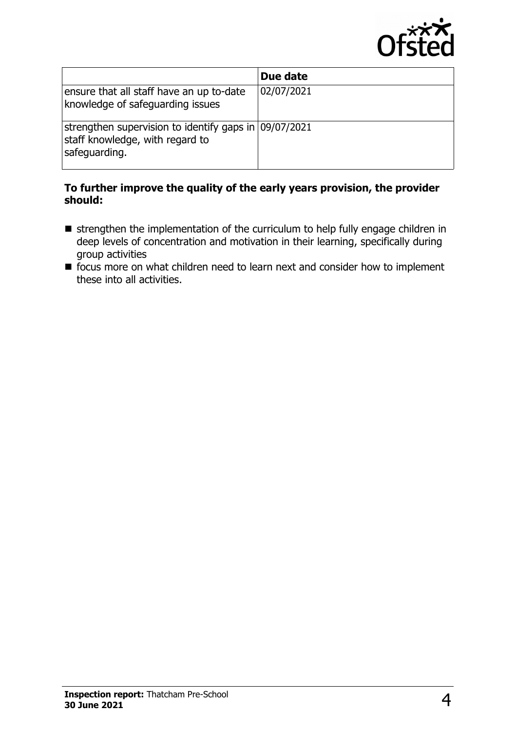| | Due date |
|---|---|
| ensure that all staff have an up to-date knowledge of safeguarding issues | 02/07/2021 |
| strengthen supervision to identify gaps in staff knowledge, with regard to safeguarding. | 09/07/2021 |

**To further improve the quality of the early years provision, the provider should:**

- strengthen the implementation of the curriculum to help fully engage children in deep levels of concentration and motivation in their learning, specifically during group activities
- focus more on what children need to learn next and consider how to implement these into all activities.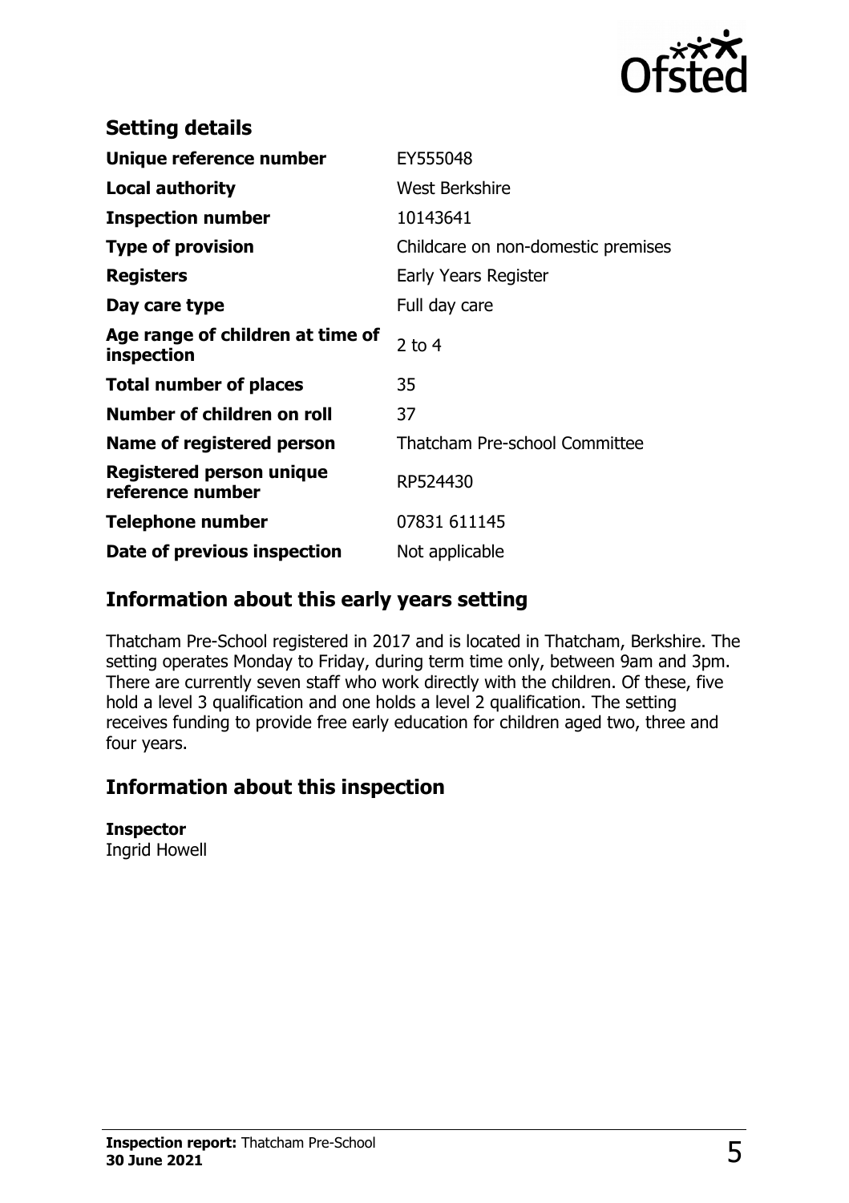## Setting details

| | |
|---|---|
| **Unique reference number** | EY555048 |
| **Local authority** | West Berkshire |
| **Inspection number** | 10143641 |
| **Type of provision** | Childcare on non-domestic premises |
| **Registers** | Early Years Register |
| **Day care type** | Full day care |
| **Age range of children at time of inspection** | 2 to 4 |
| **Total number of places** | 35 |
| **Number of children on roll** | 37 |
| **Name of registered person** | Thatcham Pre-school Committee |
| **Registered person unique reference number** | RP524430 |
| **Telephone number** | 07831 611145 |
| **Date of previous inspection** | Not applicable |

## Information about this early years setting

Thatcham Pre-School registered in 2017 and is located in Thatcham, Berkshire. The setting operates Monday to Friday, during term time only, between 9am and 3pm. There are currently seven staff who work directly with the children. Of these, five hold a level 3 qualification and one holds a level 2 qualification. The setting receives funding to provide free early education for children aged two, three and four years.

## Information about this inspection

**Inspector**
Ingrid Howell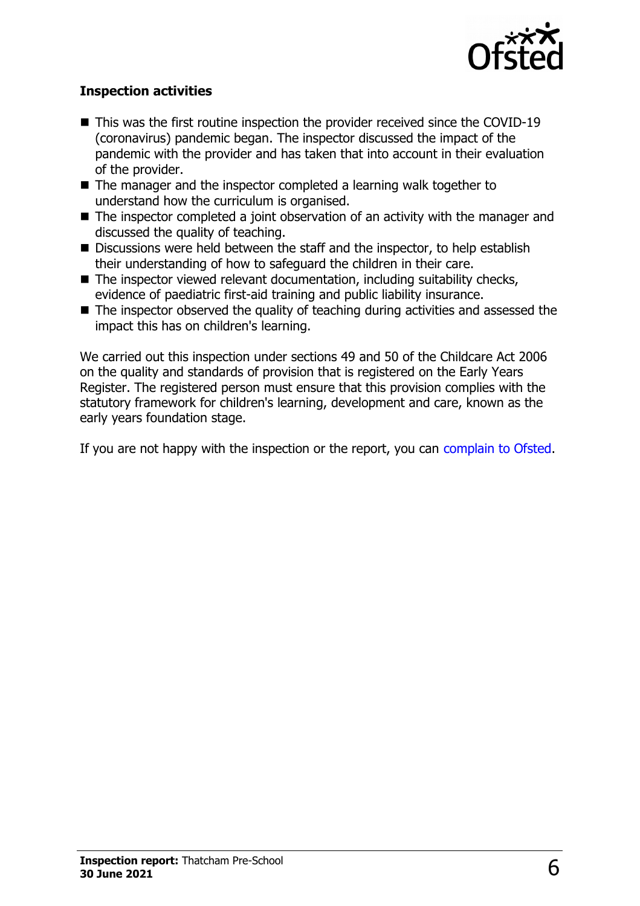**Inspection activities**

- This was the first routine inspection the provider received since the COVID-19 (coronavirus) pandemic began. The inspector discussed the impact of the pandemic with the provider and has taken that into account in their evaluation of the provider.
- The manager and the inspector completed a learning walk together to understand how the curriculum is organised.
- The inspector completed a joint observation of an activity with the manager and discussed the quality of teaching.
- Discussions were held between the staff and the inspector, to help establish their understanding of how to safeguard the children in their care.
- The inspector viewed relevant documentation, including suitability checks, evidence of paediatric first-aid training and public liability insurance.
- The inspector observed the quality of teaching during activities and assessed the impact this has on children's learning.

We carried out this inspection under sections 49 and 50 of the Childcare Act 2006 on the quality and standards of provision that is registered on the Early Years Register. The registered person must ensure that this provision complies with the statutory framework for children's learning, development and care, known as the early years foundation stage.

If you are not happy with the inspection or the report, you can complain to Ofsted.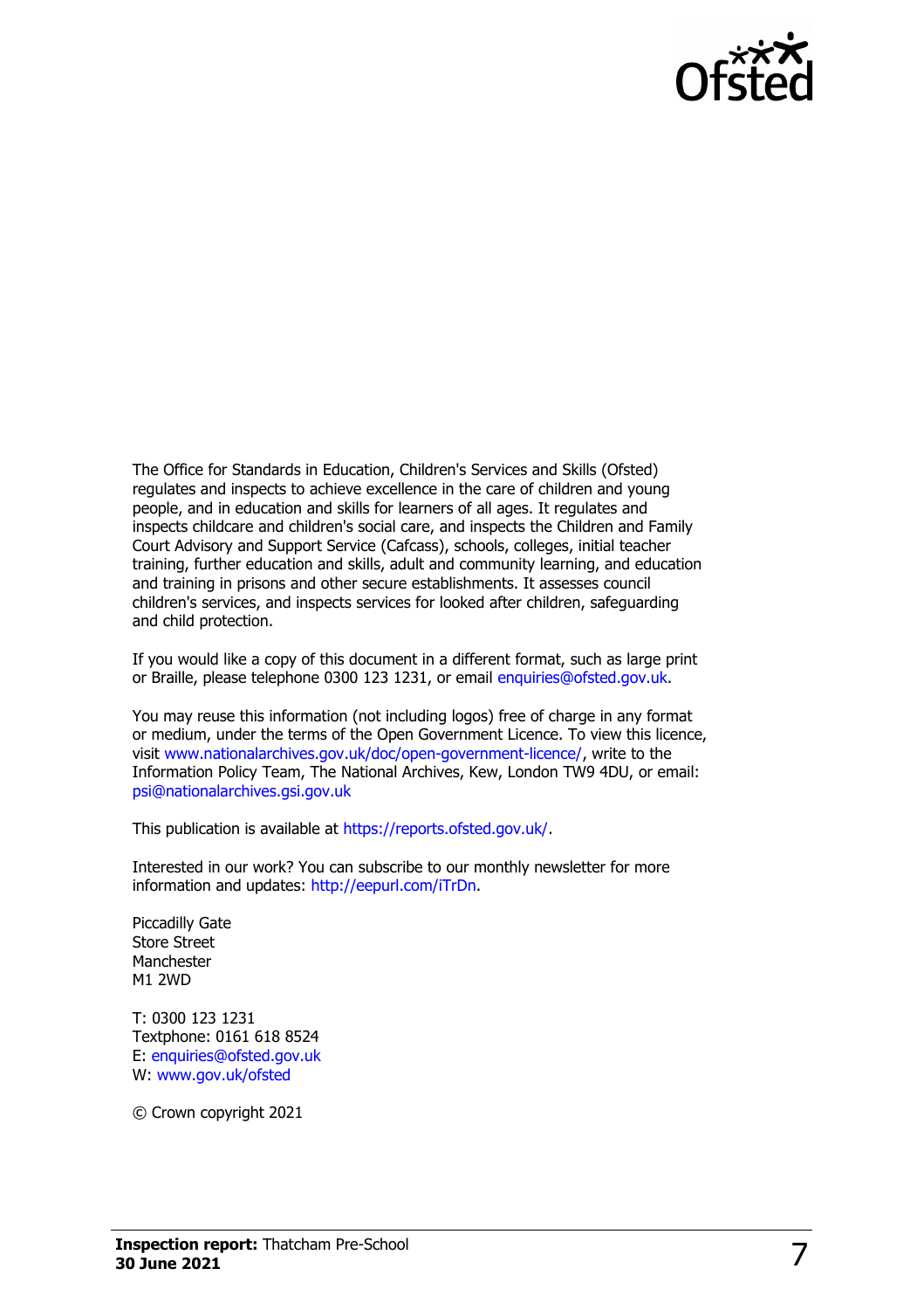The Office for Standards in Education, Children's Services and Skills (Ofsted) regulates and inspects to achieve excellence in the care of children and young people, and in education and skills for learners of all ages. It regulates and inspects childcare and children's social care, and inspects the Children and Family Court Advisory and Support Service (Cafcass), schools, colleges, initial teacher training, further education and skills, adult and community learning, and education and training in prisons and other secure establishments. It assesses council children's services, and inspects services for looked after children, safeguarding and child protection.

If you would like a copy of this document in a different format, such as large print or Braille, please telephone 0300 123 1231, or email enquiries@ofsted.gov.uk.

You may reuse this information (not including logos) free of charge in any format or medium, under the terms of the Open Government Licence. To view this licence, visit www.nationalarchives.gov.uk/doc/open-government-licence/, write to the Information Policy Team, The National Archives, Kew, London TW9 4DU, or email: psi@nationalarchives.gsi.gov.uk

This publication is available at https://reports.ofsted.gov.uk/.

Interested in our work? You can subscribe to our monthly newsletter for more information and updates: http://eepurl.com/iTrDn.

Piccadilly Gate
Store Street
Manchester
M1 2WD

T: 0300 123 1231
Textphone: 0161 618 8524
E: enquiries@ofsted.gov.uk
W: www.gov.uk/ofsted

© Crown copyright 2021